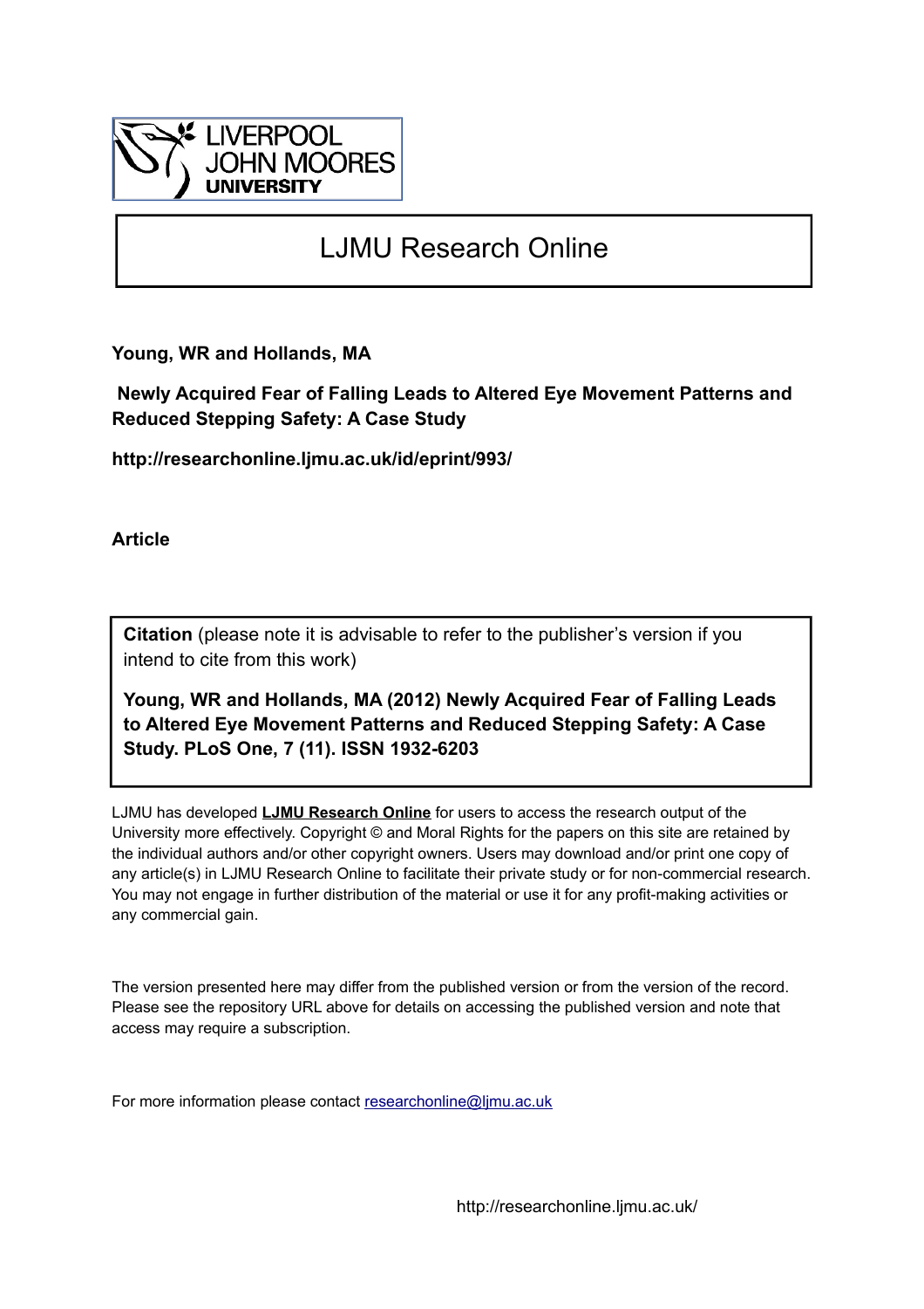LIVERPOOL JOHN MOORES UNIVERSITY

# LJMU Research Online

**Young, WR and Hollands, MA**

**Newly Acquired Fear of Falling Leads to Altered Eye Movement Patterns and Reduced Stepping Safety: A Case Study**

**http://researchonline.ljmu.ac.uk/id/eprint/993/**

**Article**

**Citation** (please note it is advisable to refer to the publisher's version if you intend to cite from this work)

**Young, WR and Hollands, MA (2012) Newly Acquired Fear of Falling Leads to Altered Eye Movement Patterns and Reduced Stepping Safety: A Case Study. PLoS One, 7 (11). ISSN 1932-6203**

LJMU has developed **LJMU Research Online** for users to access the research output of the University more effectively. Copyright © and Moral Rights for the papers on this site are retained by the individual authors and/or other copyright owners. Users may download and/or print one copy of any article(s) in LJMU Research Online to facilitate their private study or for non-commercial research. You may not engage in further distribution of the material or use it for any profit-making activities or any commercial gain.

The version presented here may differ from the published version or from the version of the record. Please see the repository URL above for details on accessing the published version and note that access may require a subscription.

For more information please contact researchonline@ljmu.ac.uk

http://researchonline.ljmu.ac.uk/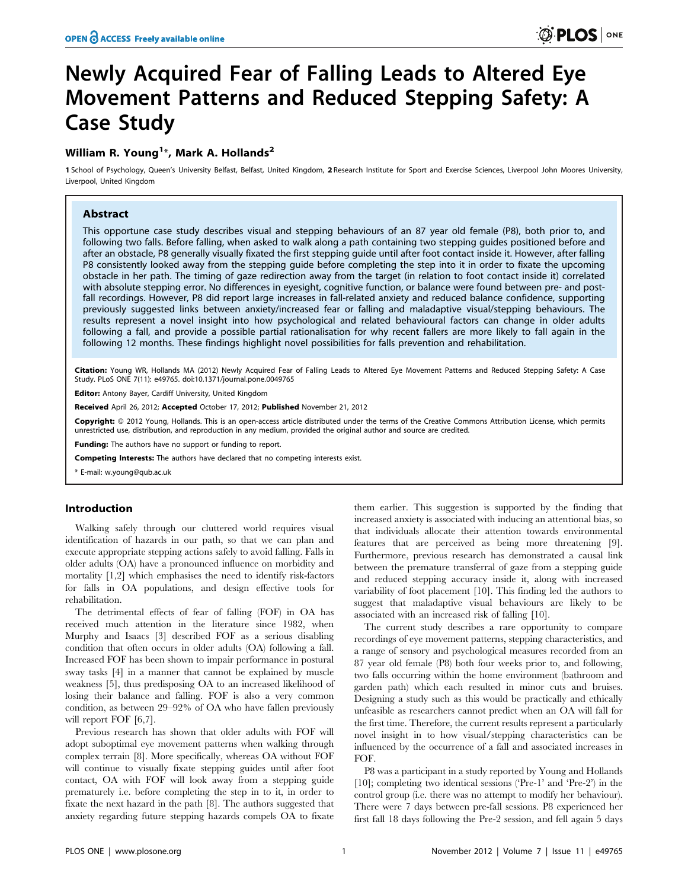# Newly Acquired Fear of Falling Leads to Altered Eye Movement Patterns and Reduced Stepping Safety: A Case Study

**William R. Young[1]\*, Mark A. Hollands[2]**

**1** School of Psychology, Queen's University Belfast, Belfast, United Kingdom, **2** Research Institute for Sport and Exercise Sciences, Liverpool John Moores University, Liverpool, United Kingdom

## Abstract

This opportune case study describes visual and stepping behaviours of an 87 year old female (P8), both prior to, and following two falls. Before falling, when asked to walk along a path containing two stepping guides positioned before and after an obstacle, P8 generally visually fixated the first stepping guide until after foot contact inside it. However, after falling P8 consistently looked away from the stepping guide before completing the step into it in order to fixate the upcoming obstacle in her path. The timing of gaze redirection away from the target (in relation to foot contact inside it) correlated with absolute stepping error. No differences in eyesight, cognitive function, or balance were found between pre- and post-fall recordings. However, P8 did report large increases in fall-related anxiety and reduced balance confidence, supporting previously suggested links between anxiety/increased fear or falling and maladaptive visual/stepping behaviours. The results represent a novel insight into how psychological and related behavioural factors can change in older adults following a fall, and provide a possible partial rationalisation for why recent fallers are more likely to fall again in the following 12 months. These findings highlight novel possibilities for falls prevention and rehabilitation.

**Citation:** Young WR, Hollands MA (2012) Newly Acquired Fear of Falling Leads to Altered Eye Movement Patterns and Reduced Stepping Safety: A Case Study. PLoS ONE 7(11): e49765. doi:10.1371/journal.pone.0049765

**Editor:** Antony Bayer, Cardiff University, United Kingdom

**Received** April 26, 2012; **Accepted** October 17, 2012; **Published** November 21, 2012

**Copyright:** © 2012 Young, Hollands. This is an open-access article distributed under the terms of the Creative Commons Attribution License, which permits unrestricted use, distribution, and reproduction in any medium, provided the original author and source are credited.

**Funding:** The authors have no support or funding to report.

**Competing Interests:** The authors have declared that no competing interests exist.

\* E-mail: w.young@qub.ac.uk

## Introduction

Walking safely through our cluttered world requires visual identification of hazards in our path, so that we can plan and execute appropriate stepping actions safely to avoid falling. Falls in older adults (OA) have a pronounced influence on morbidity and mortality [1,2] which emphasises the need to identify risk-factors for falls in OA populations, and design effective tools for rehabilitation.

The detrimental effects of fear of falling (FOF) in OA has received much attention in the literature since 1982, when Murphy and Isaacs [3] described FOF as a serious disabling condition that often occurs in older adults (OA) following a fall. Increased FOF has been shown to impair performance in postural sway tasks [4] in a manner that cannot be explained by muscle weakness [5], thus predisposing OA to an increased likelihood of losing their balance and falling. FOF is also a very common condition, as between 29–92% of OA who have fallen previously will report FOF [6,7].

Previous research has shown that older adults with FOF will adopt suboptimal eye movement patterns when walking through complex terrain [8]. More specifically, whereas OA without FOF will continue to visually fixate stepping guides until after foot contact, OA with FOF will look away from a stepping guide prematurely i.e. before completing the step in to it, in order to fixate the next hazard in the path [8]. The authors suggested that anxiety regarding future stepping hazards compels OA to fixate them earlier. This suggestion is supported by the finding that increased anxiety is associated with inducing an attentional bias, so that individuals allocate their attention towards environmental features that are perceived as being more threatening [9]. Furthermore, previous research has demonstrated a causal link between the premature transferral of gaze from a stepping guide and reduced stepping accuracy inside it, along with increased variability of foot placement [10]. This finding led the authors to suggest that maladaptive visual behaviours are likely to be associated with an increased risk of falling [10].

The current study describes a rare opportunity to compare recordings of eye movement patterns, stepping characteristics, and a range of sensory and psychological measures recorded from an 87 year old female (P8) both four weeks prior to, and following, two falls occurring within the home environment (bathroom and garden path) which each resulted in minor cuts and bruises. Designing a study such as this would be practically and ethically unfeasible as researchers cannot predict when an OA will fall for the first time. Therefore, the current results represent a particularly novel insight in to how visual/stepping characteristics can be influenced by the occurrence of a fall and associated increases in FOF.

P8 was a participant in a study reported by Young and Hollands [10]; completing two identical sessions ('Pre-1' and 'Pre-2') in the control group (i.e. there was no attempt to modify her behaviour). There were 7 days between pre-fall sessions. P8 experienced her first fall 18 days following the Pre-2 session, and fell again 5 days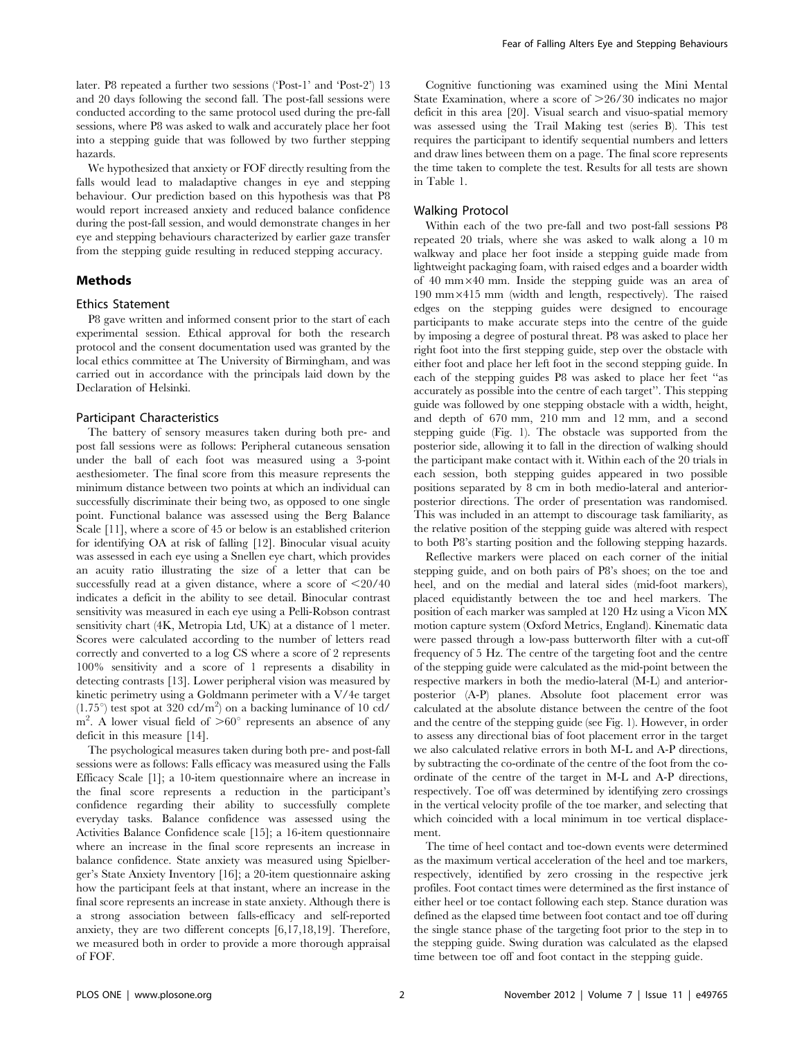later. P8 repeated a further two sessions ('Post-1' and 'Post-2') 13 and 20 days following the second fall. The post-fall sessions were conducted according to the same protocol used during the pre-fall sessions, where P8 was asked to walk and accurately place her foot into a stepping guide that was followed by two further stepping hazards.

We hypothesized that anxiety or FOF directly resulting from the falls would lead to maladaptive changes in eye and stepping behaviour. Our prediction based on this hypothesis was that P8 would report increased anxiety and reduced balance confidence during the post-fall session, and would demonstrate changes in her eye and stepping behaviours characterized by earlier gaze transfer from the stepping guide resulting in reduced stepping accuracy.

## Methods

### Ethics Statement

P8 gave written and informed consent prior to the start of each experimental session. Ethical approval for both the research protocol and the consent documentation used was granted by the local ethics committee at The University of Birmingham, and was carried out in accordance with the principals laid down by the Declaration of Helsinki.

### Participant Characteristics

The battery of sensory measures taken during both pre- and post fall sessions were as follows: Peripheral cutaneous sensation under the ball of each foot was measured using a 3-point aesthesiometer. The final score from this measure represents the minimum distance between two points at which an individual can successfully discriminate their being two, as opposed to one single point. Functional balance was assessed using the Berg Balance Scale [11], where a score of 45 or below is an established criterion for identifying OA at risk of falling [12]. Binocular visual acuity was assessed in each eye using a Snellen eye chart, which provides an acuity ratio illustrating the size of a letter that can be successfully read at a given distance, where a score of <20/40 indicates a deficit in the ability to see detail. Binocular contrast sensitivity was measured in each eye using a Pelli-Robson contrast sensitivity chart (4K, Metropia Ltd, UK) at a distance of 1 meter. Scores were calculated according to the number of letters read correctly and converted to a log CS where a score of 2 represents 100% sensitivity and a score of 1 represents a disability in detecting contrasts [13]. Lower peripheral vision was measured by kinetic perimetry using a Goldmann perimeter with a V/4e target (1.75°) test spot at 320 cd/m$^2$) on a backing luminance of 10 cd/m$^2$. A lower visual field of >60° represents an absence of any deficit in this measure [14].

The psychological measures taken during both pre- and post-fall sessions were as follows: Falls efficacy was measured using the Falls Efficacy Scale [1]; a 10-item questionnaire where an increase in the final score represents a reduction in the participant's confidence regarding their ability to successfully complete everyday tasks. Balance confidence was assessed using the Activities Balance Confidence scale [15]; a 16-item questionnaire where an increase in the final score represents an increase in balance confidence. State anxiety was measured using Spielberger's State Anxiety Inventory [16]; a 20-item questionnaire asking how the participant feels at that instant, where an increase in the final score represents an increase in state anxiety. Although there is a strong association between falls-efficacy and self-reported anxiety, they are two different concepts [6,17,18,19]. Therefore, we measured both in order to provide a more thorough appraisal of FOF.

Cognitive functioning was examined using the Mini Mental State Examination, where a score of >26/30 indicates no major deficit in this area [20]. Visual search and visuo-spatial memory was assessed using the Trail Making test (series B). This test requires the participant to identify sequential numbers and letters and draw lines between them on a page. The final score represents the time taken to complete the test. Results for all tests are shown in Table 1.

### Walking Protocol

Within each of the two pre-fall and two post-fall sessions P8 repeated 20 trials, where she was asked to walk along a 10 m walkway and place her foot inside a stepping guide made from lightweight packaging foam, with raised edges and a boarder width of 40 mm×40 mm. Inside the stepping guide was an area of 190 mm×415 mm (width and length, respectively). The raised edges on the stepping guides were designed to encourage participants to make accurate steps into the centre of the guide by imposing a degree of postural threat. P8 was asked to place her right foot into the first stepping guide, step over the obstacle with either foot and place her left foot in the second stepping guide. In each of the stepping guides P8 was asked to place her feet "as accurately as possible into the centre of each target". This stepping guide was followed by one stepping obstacle with a width, height, and depth of 670 mm, 210 mm and 12 mm, and a second stepping guide (Fig. 1). The obstacle was supported from the posterior side, allowing it to fall in the direction of walking should the participant make contact with it. Within each of the 20 trials in each session, both stepping guides appeared in two possible positions separated by 8 cm in both medio-lateral and anterior-posterior directions. The order of presentation was randomised. This was included in an attempt to discourage task familiarity, as the relative position of the stepping guide was altered with respect to both P8's starting position and the following stepping hazards.

Reflective markers were placed on each corner of the initial stepping guide, and on both pairs of P8's shoes; on the toe and heel, and on the medial and lateral sides (mid-foot markers), placed equidistantly between the toe and heel markers. The position of each marker was sampled at 120 Hz using a Vicon MX motion capture system (Oxford Metrics, England). Kinematic data were passed through a low-pass butterworth filter with a cut-off frequency of 5 Hz. The centre of the targeting foot and the centre of the stepping guide were calculated as the mid-point between the respective markers in both the medio-lateral (M-L) and anterior-posterior (A-P) planes. Absolute foot placement error was calculated at the absolute distance between the centre of the foot and the centre of the stepping guide (see Fig. 1). However, in order to assess any directional bias of foot placement error in the target we also calculated relative errors in both M-L and A-P directions, by subtracting the co-ordinate of the centre of the foot from the co-ordinate of the centre of the target in M-L and A-P directions, respectively. Toe off was determined by identifying zero crossings in the vertical velocity profile of the toe marker, and selecting that which coincided with a local minimum in toe vertical displacement.

The time of heel contact and toe-down events were determined as the maximum vertical acceleration of the heel and toe markers, respectively, identified by zero crossing in the respective jerk profiles. Foot contact times were determined as the first instance of either heel or toe contact following each step. Stance duration was defined as the elapsed time between foot contact and toe off during the single stance phase of the targeting foot prior to the step in to the stepping guide. Swing duration was calculated as the elapsed time between toe off and foot contact in the stepping guide.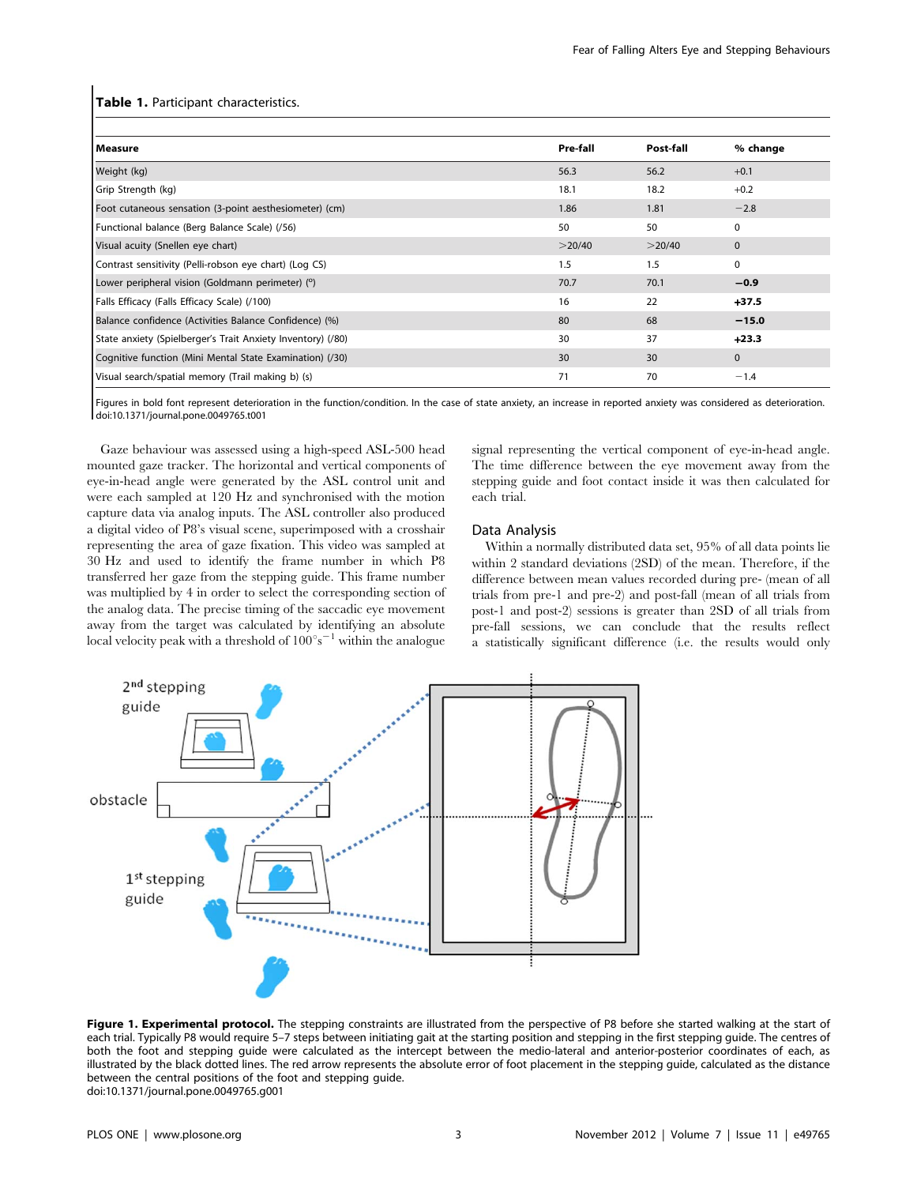**Table 1.** Participant characteristics.

| Measure | Pre-fall | Post-fall | % change |
|---|---|---|---|
| Weight (kg) | 56.3 | 56.2 | +0.1 |
| Grip Strength (kg) | 18.1 | 18.2 | +0.2 |
| Foot cutaneous sensation (3-point aesthesiometer) (cm) | 1.86 | 1.81 | −2.8 |
| Functional balance (Berg Balance Scale) (/56) | 50 | 50 | 0 |
| Visual acuity (Snellen eye chart) | >20/40 | >20/40 | 0 |
| Contrast sensitivity (Pelli-robson eye chart) (Log CS) | 1.5 | 1.5 | 0 |
| Lower peripheral vision (Goldmann perimeter) (°) | 70.7 | 70.1 | **−0.9** |
| Falls Efficacy (Falls Efficacy Scale) (/100) | 16 | 22 | **+37.5** |
| Balance confidence (Activities Balance Confidence) (%) | 80 | 68 | **−15.0** |
| State anxiety (Spielberger's Trait Anxiety Inventory) (/80) | 30 | 37 | **+23.3** |
| Cognitive function (Mini Mental State Examination) (/30) | 30 | 30 | 0 |
| Visual search/spatial memory (Trail making b) (s) | 71 | 70 | −1.4 |

Figures in bold font represent deterioration in the function/condition. In the case of state anxiety, an increase in reported anxiety was considered as deterioration.
doi:10.1371/journal.pone.0049765.t001

Gaze behaviour was assessed using a high-speed ASL-500 head mounted gaze tracker. The horizontal and vertical components of eye-in-head angle were generated by the ASL control unit and were each sampled at 120 Hz and synchronised with the motion capture data via analog inputs. The ASL controller also produced a digital video of P8's visual scene, superimposed with a crosshair representing the area of gaze fixation. This video was sampled at 30 Hz and used to identify the frame number in which P8 transferred her gaze from the stepping guide. This frame number was multiplied by 4 in order to select the corresponding section of the analog data. The precise timing of the saccadic eye movement away from the target was calculated by identifying an absolute local velocity peak with a threshold of $100^{\circ}s^{-1}$ within the analogue signal representing the vertical component of eye-in-head angle. The time difference between the eye movement away from the stepping guide and foot contact inside it was then calculated for each trial.

## Data Analysis

Within a normally distributed data set, 95% of all data points lie within 2 standard deviations (2SD) of the mean. Therefore, if the difference between mean values recorded during pre- (mean of all trials from pre-1 and pre-2) and post-fall (mean of all trials from post-1 and post-2) sessions is greater than 2SD of all trials from pre-fall sessions, we can conclude that the results reflect a statistically significant difference (i.e. the results would only

**Figure 1. Experimental protocol.** The stepping constraints are illustrated from the perspective of P8 before she started walking at the start of each trial. Typically P8 would require 5–7 steps between initiating gait at the starting position and stepping in the first stepping guide. The centres of both the foot and stepping guide were calculated as the intercept between the medio-lateral and anterior-posterior coordinates of each, as illustrated by the black dotted lines. The red arrow represents the absolute error of foot placement in the stepping guide, calculated as the distance between the central positions of the foot and stepping guide.
doi:10.1371/journal.pone.0049765.g001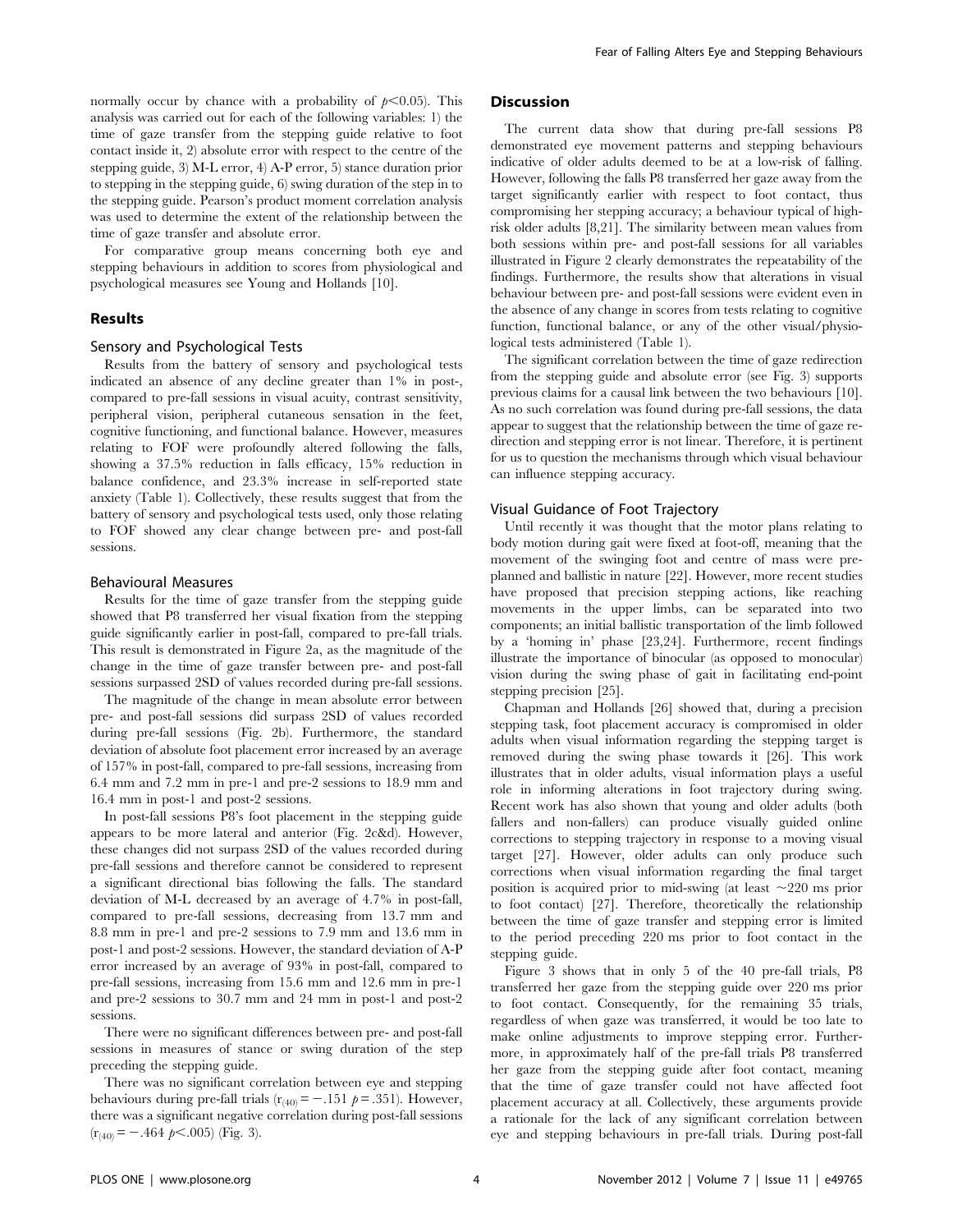normally occur by chance with a probability of $p<0.05$). This analysis was carried out for each of the following variables: 1) the time of gaze transfer from the stepping guide relative to foot contact inside it, 2) absolute error with respect to the centre of the stepping guide, 3) M-L error, 4) A-P error, 5) stance duration prior to stepping in the stepping guide, 6) swing duration of the step in to the stepping guide. Pearson's product moment correlation analysis was used to determine the extent of the relationship between the time of gaze transfer and absolute error.

For comparative group means concerning both eye and stepping behaviours in addition to scores from physiological and psychological measures see Young and Hollands [10].

## Results

### Sensory and Psychological Tests

Results from the battery of sensory and psychological tests indicated an absence of any decline greater than 1% in post-, compared to pre-fall sessions in visual acuity, contrast sensitivity, peripheral vision, peripheral cutaneous sensation in the feet, cognitive functioning, and functional balance. However, measures relating to FOF were profoundly altered following the falls, showing a 37.5% reduction in falls efficacy, 15% reduction in balance confidence, and 23.3% increase in self-reported state anxiety (Table 1). Collectively, these results suggest that from the battery of sensory and psychological tests used, only those relating to FOF showed any clear change between pre- and post-fall sessions.

### Behavioural Measures

Results for the time of gaze transfer from the stepping guide showed that P8 transferred her visual fixation from the stepping guide significantly earlier in post-fall, compared to pre-fall trials. This result is demonstrated in Figure 2a, as the magnitude of the change in the time of gaze transfer between pre- and post-fall sessions surpassed 2SD of values recorded during pre-fall sessions.

The magnitude of the change in mean absolute error between pre- and post-fall sessions did surpass 2SD of values recorded during pre-fall sessions (Fig. 2b). Furthermore, the standard deviation of absolute foot placement error increased by an average of 157% in post-fall, compared to pre-fall sessions, increasing from 6.4 mm and 7.2 mm in pre-1 and pre-2 sessions to 18.9 mm and 16.4 mm in post-1 and post-2 sessions.

In post-fall sessions P8's foot placement in the stepping guide appears to be more lateral and anterior (Fig. 2c&d). However, these changes did not surpass 2SD of the values recorded during pre-fall sessions and therefore cannot be considered to represent a significant directional bias following the falls. The standard deviation of M-L decreased by an average of 4.7% in post-fall, compared to pre-fall sessions, decreasing from 13.7 mm and 8.8 mm in pre-1 and pre-2 sessions to 7.9 mm and 13.6 mm in post-1 and post-2 sessions. However, the standard deviation of A-P error increased by an average of 93% in post-fall, compared to pre-fall sessions, increasing from 15.6 mm and 12.6 mm in pre-1 and pre-2 sessions to 30.7 mm and 24 mm in post-1 and post-2 sessions.

There were no significant differences between pre- and post-fall sessions in measures of stance or swing duration of the step preceding the stepping guide.

There was no significant correlation between eye and stepping behaviours during pre-fall trials ($r_{(40)} = -.151$ $p = .351$). However, there was a significant negative correlation during post-fall sessions ($r_{(40)} = -.464$ $p<.005$) (Fig. 3).

## Discussion

The current data show that during pre-fall sessions P8 demonstrated eye movement patterns and stepping behaviours indicative of older adults deemed to be at a low-risk of falling. However, following the falls P8 transferred her gaze away from the target significantly earlier with respect to foot contact, thus compromising her stepping accuracy; a behaviour typical of high-risk older adults [8,21]. The similarity between mean values from both sessions within pre- and post-fall sessions for all variables illustrated in Figure 2 clearly demonstrates the repeatability of the findings. Furthermore, the results show that alterations in visual behaviour between pre- and post-fall sessions were evident even in the absence of any change in scores from tests relating to cognitive function, functional balance, or any of the other visual/physiological tests administered (Table 1).

The significant correlation between the time of gaze redirection from the stepping guide and absolute error (see Fig. 3) supports previous claims for a causal link between the two behaviours [10]. As no such correlation was found during pre-fall sessions, the data appear to suggest that the relationship between the time of gaze redirection and stepping error is not linear. Therefore, it is pertinent for us to question the mechanisms through which visual behaviour can influence stepping accuracy.

### Visual Guidance of Foot Trajectory

Until recently it was thought that the motor plans relating to body motion during gait were fixed at foot-off, meaning that the movement of the swinging foot and centre of mass were pre-planned and ballistic in nature [22]. However, more recent studies have proposed that precision stepping actions, like reaching movements in the upper limbs, can be separated into two components; an initial ballistic transportation of the limb followed by a 'homing in' phase [23,24]. Furthermore, recent findings illustrate the importance of binocular (as opposed to monocular) vision during the swing phase of gait in facilitating end-point stepping precision [25].

Chapman and Hollands [26] showed that, during a precision stepping task, foot placement accuracy is compromised in older adults when visual information regarding the stepping target is removed during the swing phase towards it [26]. This work illustrates that in older adults, visual information plays a useful role in informing alterations in foot trajectory during swing. Recent work has also shown that young and older adults (both fallers and non-fallers) can produce visually guided online corrections to stepping trajectory in response to a moving visual target [27]. However, older adults can only produce such corrections when visual information regarding the final target position is acquired prior to mid-swing (at least ~220 ms prior to foot contact) [27]. Therefore, theoretically the relationship between the time of gaze transfer and stepping error is limited to the period preceding 220 ms prior to foot contact in the stepping guide.

Figure 3 shows that in only 5 of the 40 pre-fall trials, P8 transferred her gaze from the stepping guide over 220 ms prior to foot contact. Consequently, for the remaining 35 trials, regardless of when gaze was transferred, it would be too late to make online adjustments to improve stepping error. Furthermore, in approximately half of the pre-fall trials P8 transferred her gaze from the stepping guide after foot contact, meaning that the time of gaze transfer could not have affected foot placement accuracy at all. Collectively, these arguments provide a rationale for the lack of any significant correlation between eye and stepping behaviours in pre-fall trials. During post-fall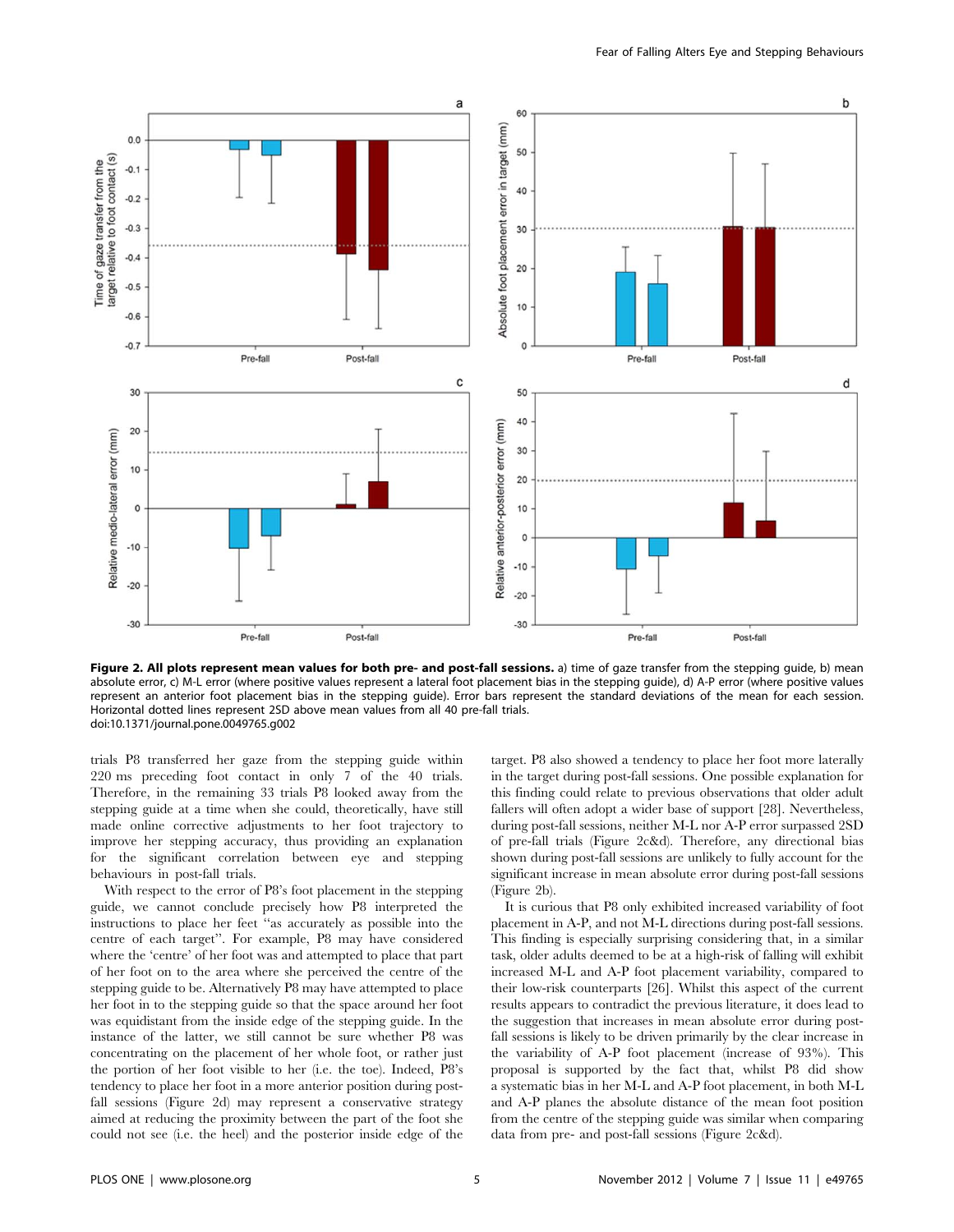**Figure 2. All plots represent mean values for both pre- and post-fall sessions.** a) time of gaze transfer from the stepping guide, b) mean absolute error, c) M-L error (where positive values represent a lateral foot placement bias in the stepping guide), d) A-P error (where positive values represent an anterior foot placement bias in the stepping guide). Error bars represent the standard deviations of the mean for each session. Horizontal dotted lines represent 2SD above mean values from all 40 pre-fall trials.
doi:10.1371/journal.pone.0049765.g002

trials P8 transferred her gaze from the stepping guide within 220 ms preceding foot contact in only 7 of the 40 trials. Therefore, in the remaining 33 trials P8 looked away from the stepping guide at a time when she could, theoretically, have still made online corrective adjustments to her foot trajectory to improve her stepping accuracy, thus providing an explanation for the significant correlation between eye and stepping behaviours in post-fall trials.

With respect to the error of P8's foot placement in the stepping guide, we cannot conclude precisely how P8 interpreted the instructions to place her feet "as accurately as possible into the centre of each target". For example, P8 may have considered where the 'centre' of her foot was and attempted to place that part of her foot on to the area where she perceived the centre of the stepping guide to be. Alternatively P8 may have attempted to place her foot in to the stepping guide so that the space around her foot was equidistant from the inside edge of the stepping guide. In the instance of the latter, we still cannot be sure whether P8 was concentrating on the placement of her whole foot, or rather just the portion of her foot visible to her (i.e. the toe). Indeed, P8's tendency to place her foot in a more anterior position during post-fall sessions (Figure 2d) may represent a conservative strategy aimed at reducing the proximity between the part of the foot she could not see (i.e. the heel) and the posterior inside edge of the target. P8 also showed a tendency to place her foot more laterally in the target during post-fall sessions. One possible explanation for this finding could relate to previous observations that older adult fallers will often adopt a wider base of support [28]. Nevertheless, during post-fall sessions, neither M-L nor A-P error surpassed 2SD of pre-fall trials (Figure 2c&d). Therefore, any directional bias shown during post-fall sessions are unlikely to fully account for the significant increase in mean absolute error during post-fall sessions (Figure 2b).

It is curious that P8 only exhibited increased variability of foot placement in A-P, and not M-L directions during post-fall sessions. This finding is especially surprising considering that, in a similar task, older adults deemed to be at a high-risk of falling will exhibit increased M-L and A-P foot placement variability, compared to their low-risk counterparts [26]. Whilst this aspect of the current results appears to contradict the previous literature, it does lead to the suggestion that increases in mean absolute error during post-fall sessions is likely to be driven primarily by the clear increase in the variability of A-P foot placement (increase of 93%). This proposal is supported by the fact that, whilst P8 did show a systematic bias in her M-L and A-P foot placement, in both M-L and A-P planes the absolute distance of the mean foot position from the centre of the stepping guide was similar when comparing data from pre- and post-fall sessions (Figure 2c&d).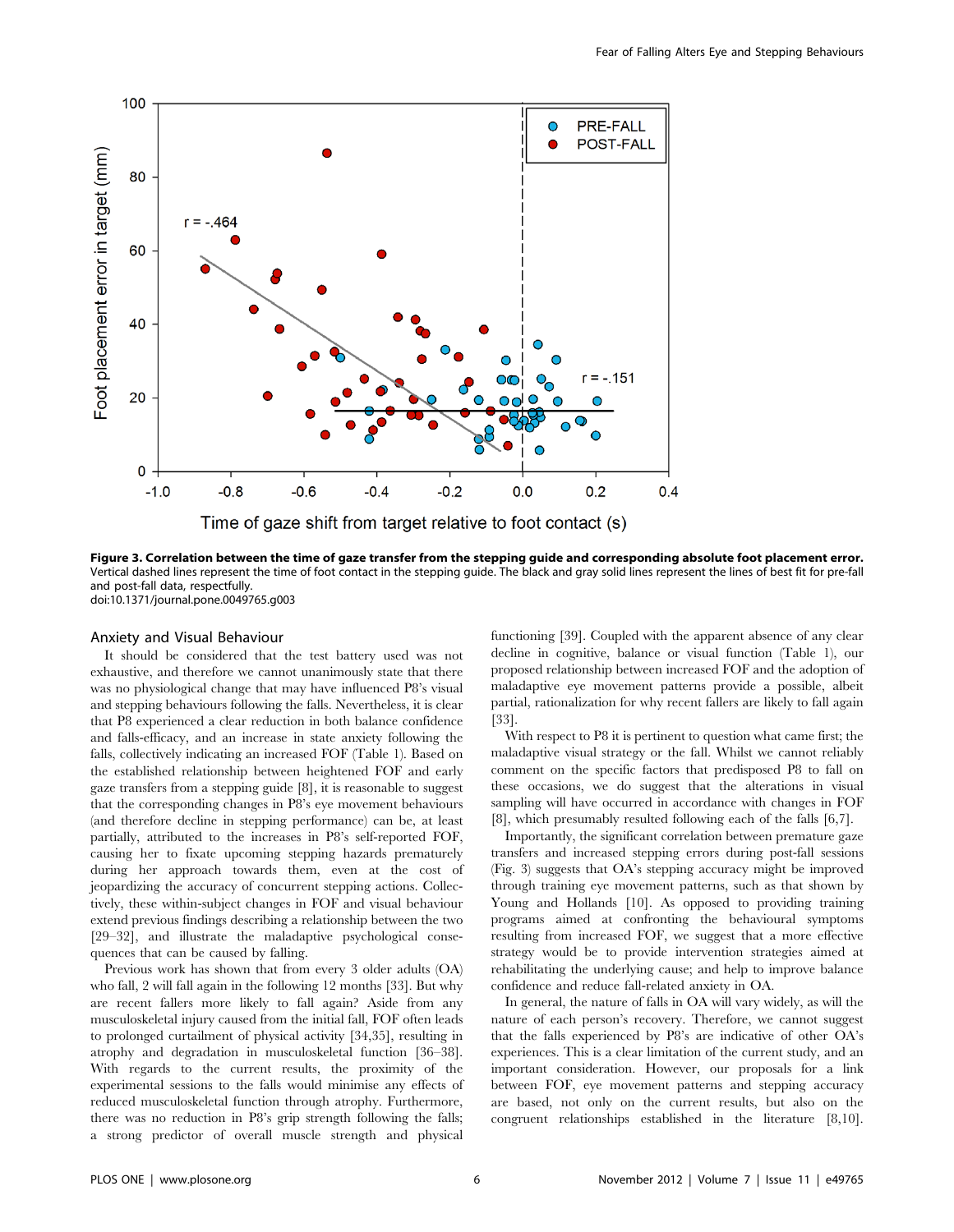**Figure 3. Correlation between the time of gaze transfer from the stepping guide and corresponding absolute foot placement error.** Vertical dashed lines represent the time of foot contact in the stepping guide. The black and gray solid lines represent the lines of best fit for pre-fall and post-fall data, respectfully.
doi:10.1371/journal.pone.0049765.g003

### Anxiety and Visual Behaviour

It should be considered that the test battery used was not exhaustive, and therefore we cannot unanimously state that there was no physiological change that may have influenced P8's visual and stepping behaviours following the falls. Nevertheless, it is clear that P8 experienced a clear reduction in both balance confidence and falls-efficacy, and an increase in state anxiety following the falls, collectively indicating an increased FOF (Table 1). Based on the established relationship between heightened FOF and early gaze transfers from a stepping guide [8], it is reasonable to suggest that the corresponding changes in P8's eye movement behaviours (and therefore decline in stepping performance) can be, at least partially, attributed to the increases in P8's self-reported FOF, causing her to fixate upcoming stepping hazards prematurely during her approach towards them, even at the cost of jeopardizing the accuracy of concurrent stepping actions. Collectively, these within-subject changes in FOF and visual behaviour extend previous findings describing a relationship between the two [29–32], and illustrate the maladaptive psychological consequences that can be caused by falling.

Previous work has shown that from every 3 older adults (OA) who fall, 2 will fall again in the following 12 months [33]. But why are recent fallers more likely to fall again? Aside from any musculoskeletal injury caused from the initial fall, FOF often leads to prolonged curtailment of physical activity [34,35], resulting in atrophy and degradation in musculoskeletal function [36–38]. With regards to the current results, the proximity of the experimental sessions to the falls would minimise any effects of reduced musculoskeletal function through atrophy. Furthermore, there was no reduction in P8's grip strength following the falls; a strong predictor of overall muscle strength and physical functioning [39]. Coupled with the apparent absence of any clear decline in cognitive, balance or visual function (Table 1), our proposed relationship between increased FOF and the adoption of maladaptive eye movement patterns provide a possible, albeit partial, rationalization for why recent fallers are likely to fall again [33].

With respect to P8 it is pertinent to question what came first; the maladaptive visual strategy or the fall. Whilst we cannot reliably comment on the specific factors that predisposed P8 to fall on these occasions, we do suggest that the alterations in visual sampling will have occurred in accordance with changes in FOF [8], which presumably resulted following each of the falls [6,7].

Importantly, the significant correlation between premature gaze transfers and increased stepping errors during post-fall sessions (Fig. 3) suggests that OA's stepping accuracy might be improved through training eye movement patterns, such as that shown by Young and Hollands [10]. As opposed to providing training programs aimed at confronting the behavioural symptoms resulting from increased FOF, we suggest that a more effective strategy would be to provide intervention strategies aimed at rehabilitating the underlying cause; and help to improve balance confidence and reduce fall-related anxiety in OA.

In general, the nature of falls in OA will vary widely, as will the nature of each person's recovery. Therefore, we cannot suggest that the falls experienced by P8's are indicative of other OA's experiences. This is a clear limitation of the current study, and an important consideration. However, our proposals for a link between FOF, eye movement patterns and stepping accuracy are based, not only on the current results, but also on the congruent relationships established in the literature [8,10].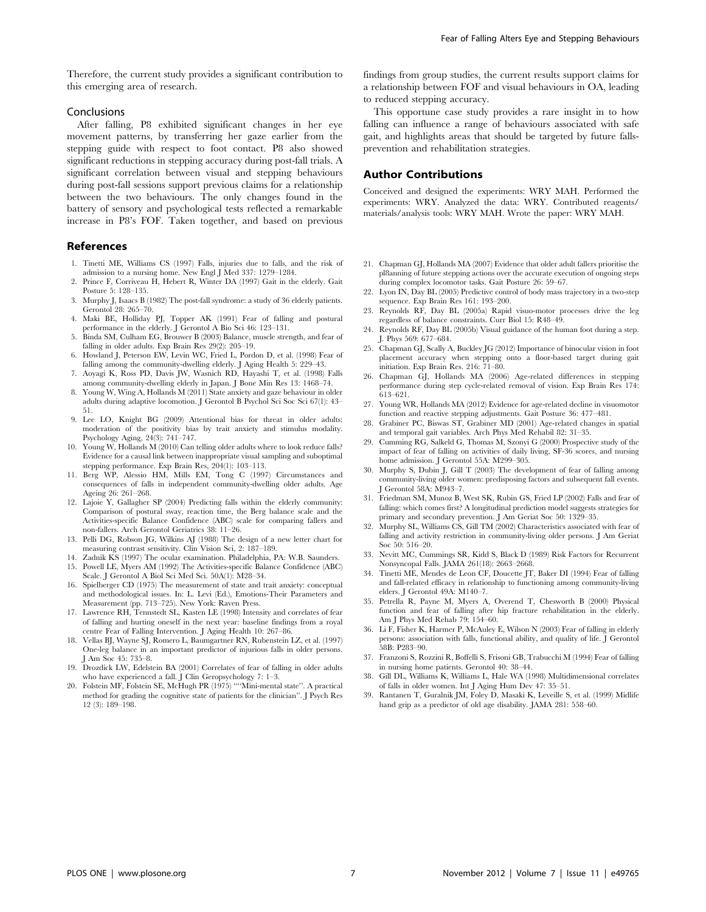Therefore, the current study provides a significant contribution to this emerging area of research.

## Conclusions

After falling, P8 exhibited significant changes in her eye movement patterns, by transferring her gaze earlier from the stepping guide with respect to foot contact. P8 also showed significant reductions in stepping accuracy during post-fall trials. A significant correlation between visual and stepping behaviours during post-fall sessions support previous claims for a relationship between the two behaviours. The only changes found in the battery of sensory and psychological tests reflected a remarkable increase in P8's FOF. Taken together, and based on previous findings from group studies, the current results support claims for a relationship between FOF and visual behaviours in OA, leading to reduced stepping accuracy.

This opportune case study provides a rare insight in to how falling can influence a range of behaviours associated with safe gait, and highlights areas that should be targeted by future falls-prevention and rehabilitation strategies.

## Author Contributions

Conceived and designed the experiments: WRY MAH. Performed the experiments: WRY. Analyzed the data: WRY. Contributed reagents/materials/analysis tools: WRY MAH. Wrote the paper: WRY MAH.

## References

1. Tinetti ME, Williams CS (1997) Falls, injuries due to falls, and the risk of admission to a nursing home. New Engl J Med 337: 1279–1284.
2. Prince F, Corriveau H, Hebert R, Winter DA (1997) Gait in the elderly. Gait Posture 5: 128–135.
3. Murphy J, Isaacs B (1982) The post-fall syndrome: a study of 36 elderly patients. Gerontol 28: 265–70.
4. Maki BE, Holliday PJ, Topper AK (1991) Fear of falling and postural performance in the elderly. J Gerontol A Bio Sci 46: 123–131.
5. Binda SM, Culham EG, Brouwer B (2003) Balance, muscle strength, and fear of falling in older adults. Exp Brain Res 29(2): 205–19.
6. Howland J, Peterson EW, Levin WC, Fried L, Pordon D, et al. (1998) Fear of falling among the community-dwelling elderly. J Aging Health 5: 229–43.
7. Aoyagi K, Ross PD, Davis JW, Wasnich RD, Hayashi T, et al. (1998) Falls among community-dwelling elderly in Japan. J Bone Min Res 13: 1468–74.
8. Young W, Wing A, Hollands M (2011) State anxiety and gaze behaviour in older adults during adaptive locomotion. J Gerontol B Psychol Sci Soc Sci 67(1): 43–51.
9. Lee LO, Knight BG (2009) Attentional bias for threat in older adults: moderation of the positivity bias by trait anxiety and stimulus modality. Psychology Aging, 24(3): 741–747.
10. Young W, Hollands M (2010) Can telling older adults where to look reduce falls? Evidence for a causal link between inappropriate visual sampling and suboptimal stepping performance. Exp Brain Res, 204(1): 103–113.
11. Berg WP, Alessio HM, Mills EM, Tong C (1997) Circumstances and consequences of falls in independent community-dwelling older adults. Age Ageing 26: 261–268.
12. Lajoie Y, Gallagher SP (2004) Predicting falls within the elderly community: Comparison of postural sway, reaction time, the Berg balance scale and the Activities-specific Balance Confidence (ABC) scale for comparing fallers and non-fallers. Arch Gerontol Geriatrics 38: 11–26.
13. Pelli DG, Robson JG, Wilkins AJ (1988) The design of a new letter chart for measuring contrast sensitivity. Clin Vision Sci, 2: 187–189.
14. Zadnik KS (1997) The ocular examination. Philadelphia, PA: W.B. Saunders.
15. Powell LE, Myers AM (1992) The Activities-specific Balance Confidence (ABC) Scale. J Gerontol A Biol Sci Med Sci. 50A(1): M28–34.
16. Spielberger CD (1975) The measurement of state and trait anxiety: conceptual and methodological issues. In: L. Levi (Ed.), Emotions-Their Parameters and Measurement (pp. 713–725). New York: Raven Press.
17. Lawrence RH, Tennstedt SL, Kasten LE (1998) Intensity and correlates of fear of falling and hurting oneself in the next year: baseline findings from a royal centre Fear of Falling Intervention. J Aging Health 10: 267–86.
18. Vellas BJ, Wayne SJ, Romero L, Baumgartner RN, Rubenstein LZ, et al. (1997) One-leg balance in an important predictor of injurious falls in older persons. J Am Soc 45: 735–8.
19. Drozdick LW, Edelstein BA (2001) Correlates of fear of falling in older adults who have experienced a fall. J Clin Geropsychology 7: 1–3.
20. Folstein MF, Folstein SE, McHugh PR (1975) ""Mini-mental state". A practical method for grading the cognitive state of patients for the clinician". J Psych Res 12 (3): 189–198.
21. Chapman GJ, Hollands MA (2007) Evidence that older adult fallers prioritise the pl8anning of future stepping actions over the accurate execution of ongoing steps during complex locomotor tasks. Gait Posture 26: 59–67.
22. Lyon IN, Day BL (2005) Predictive control of body mass trajectory in a two-step sequence. Exp Brain Res 161: 193–200.
23. Reynolds RF, Day BL (2005a) Rapid visuo-motor processes drive the leg regardless of balance constraints. Curr Biol 15: R48–49.
24. Reynolds RF, Day BL (2005b) Visual guidance of the human foot during a step. J. Phys 569: 677–684.
25. Chapman GJ, Scally A, Buckley JG (2012) Importance of binocular vision in foot placement accuracy when stepping onto a floor-based target during gait initiation. Exp Brain Res. 216: 71–80.
26. Chapman GJ, Hollands MA (2006) Age-related differences in stepping performance during step cycle-related removal of vision. Exp Brain Res 174: 613–621.
27. Young WR, Hollands MA (2012) Evidence for age-related decline in visuomotor function and reactive stepping adjustments. Gait Posture 36: 477–481.
28. Grabiner PC, Biswas ST, Grabiner MD (2001) Age-related changes in spatial and temporal gait variables. Arch Phys Med Rehabil 82: 31–35.
29. Cumming RG, Salkeld G, Thomas M, Szonyi G (2000) Prospective study of the impact of fear of falling on activities of daily living, SF-36 scores, and nursing home admission. J Gerontol 55A: M299–305.
30. Murphy S, Dubin J, Gill T (2003) The development of fear of falling among community-living older women: predisposing factors and subsequent fall events. J Gerontol 58A: M943–7.
31. Friedman SM, Munoz B, West SK, Rubin GS, Fried LP (2002) Falls and fear of falling: which comes first? A longitudinal prediction model suggests strategies for primary and secondary prevention. J Am Geriat Soc 50: 1329–35.
32. Murphy SL, Williams CS, Gill TM (2002) Characteristics associated with fear of falling and activity restriction in community-living older persons. J Am Geriat Soc 50: 516–20.
33. Nevitt MC, Cummings SR, Kidd S, Black D (1989) Risk Factors for Recurrent Nonsyncopal Falls. JAMA 261(18): 2663–2668.
34. Tinetti ME, Mendes de Leon CF, Doucette JT, Baker DI (1994) Fear of falling and fall-related efficacy in relationship to functioning among community-living elders. J Gerontol 49A: M140–7.
35. Petrella R, Payne M, Myers A, Overend T, Chesworth B (2000) Physical function and fear of falling after hip fracture rehabilitation in the elderly. Am J Phys Med Rehab 79: 154–60.
36. Li F, Fisher K, Harmer P, McAuley E, Wilson N (2003) Fear of falling in elderly persons: association with falls, functional ability, and quality of life. J Gerontol 58B: P283–90.
37. Franzoni S, Rozzini R, Boffelli S, Frisoni GB, Trabucchi M (1994) Fear of falling in nursing home patients. Gerontol 40: 38–44.
38. Gill DL, Williams K, Williams L, Hale WA (1998) Multidimensional correlates of falls in older women. Int J Aging Hum Dev 47: 35–51.
39. Rantanen T, Guralnik JM, Foley D, Masaki K, Leveille S, et al. (1999) Midlife hand grip as a predictor of old age disability. JAMA 281: 558–60.